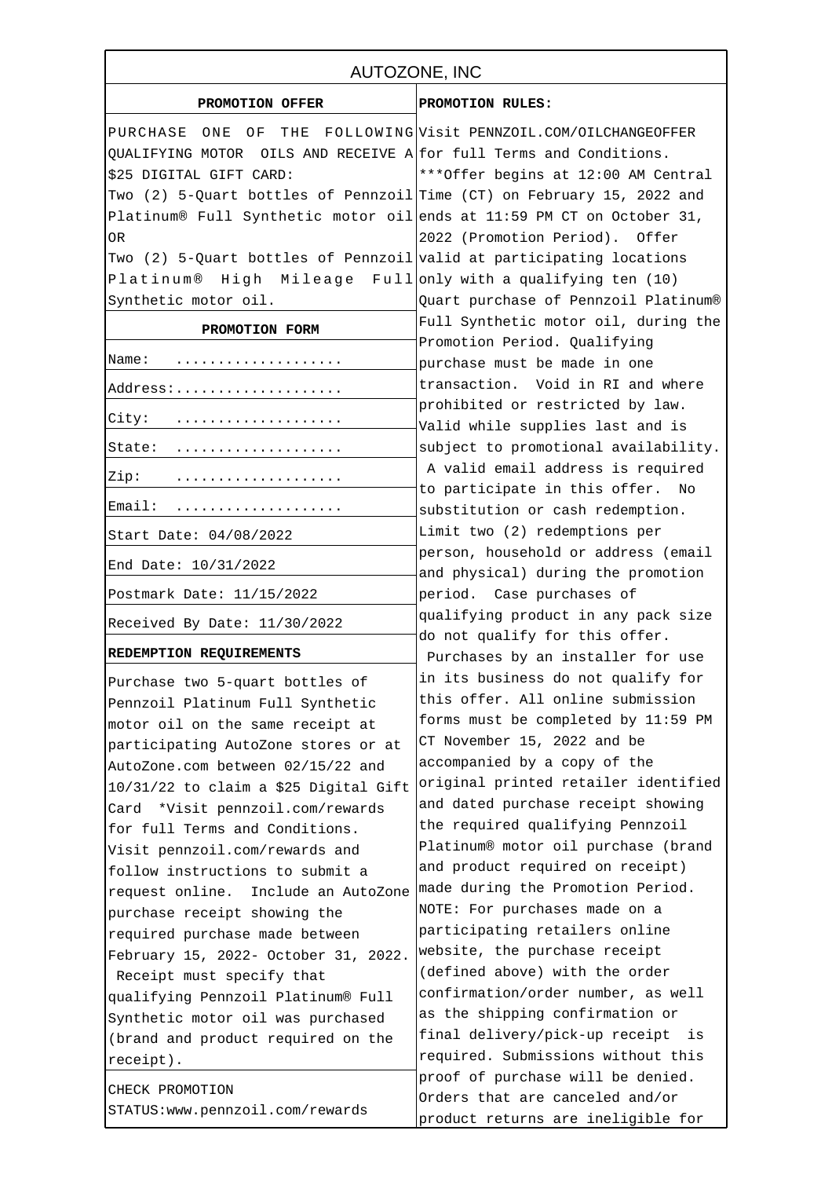# AUTOZONE, INC

## PROMOTION OFFER

PURCHASE ONE OF THE FOLLOWING QUALIFYING MOTOR OILS AND RECEIVE A $25 DIGITAL GIFT CARD:

Two (2) 5-Quart bottles of Pennzoil Platinum® Full Synthetic motor oil

OR

Two (2) 5-Quart bottles of Pennzoil Platinum® High Mileage Full Synthetic motor oil.

## PROMOTION FORM

| | |
|---|---|
| Name: | .................... |
| Address: | .................... |
| City: | .................... |
| State: | .................... |
| Zip: | .................... |
| Email: | .................... |
| Start Date: 04/08/2022 | |
| End Date: 10/31/2022 | |
| Postmark Date: 11/15/2022 | |
| Received By Date: 11/30/2022 | |

## REDEMPTION REQUIREMENTS

Purchase two 5-quart bottles of Pennzoil Platinum Full Synthetic motor oil on the same receipt at participating AutoZone stores or at AutoZone.com between 02/15/22 and 10/31/22 to claim a $25 Digital Gift Card *Visit pennzoil.com/rewards for full Terms and Conditions. Visit pennzoil.com/rewards and follow instructions to submit a request online. Include an AutoZone purchase receipt showing the required purchase made between February 15, 2022- October 31, 2022. Receipt must specify that qualifying Pennzoil Platinum® Full Synthetic motor oil was purchased (brand and product required on the receipt).

CHECK PROMOTION STATUS:www.pennzoil.com/rewards

## PROMOTION RULES:

Visit PENNZOIL.COM/OILCHANGEOFFER for full Terms and Conditions. ***Offer begins at 12:00 AM Central Time (CT) on February 15, 2022 and ends at 11:59 PM CT on October 31, 2022 (Promotion Period). Offer valid at participating locations only with a qualifying ten (10) Quart purchase of Pennzoil Platinum® Full Synthetic motor oil, during the Promotion Period. Qualifying purchase must be made in one transaction. Void in RI and where prohibited or restricted by law. Valid while supplies last and is subject to promotional availability. A valid email address is required to participate in this offer. No substitution or cash redemption. Limit two (2) redemptions per person, household or address (email and physical) during the promotion period. Case purchases of qualifying product in any pack size do not qualify for this offer. Purchases by an installer for use in its business do not qualify for this offer. All online submission forms must be completed by 11:59 PM CT November 15, 2022 and be accompanied by a copy of the original printed retailer identified and dated purchase receipt showing the required qualifying Pennzoil Platinum® motor oil purchase (brand and product required on receipt) made during the Promotion Period. NOTE: For purchases made on a participating retailers online website, the purchase receipt (defined above) with the order confirmation/order number, as well as the shipping confirmation or final delivery/pick-up receipt is required. Submissions without this proof of purchase will be denied. Orders that are canceled and/or product returns are ineligible for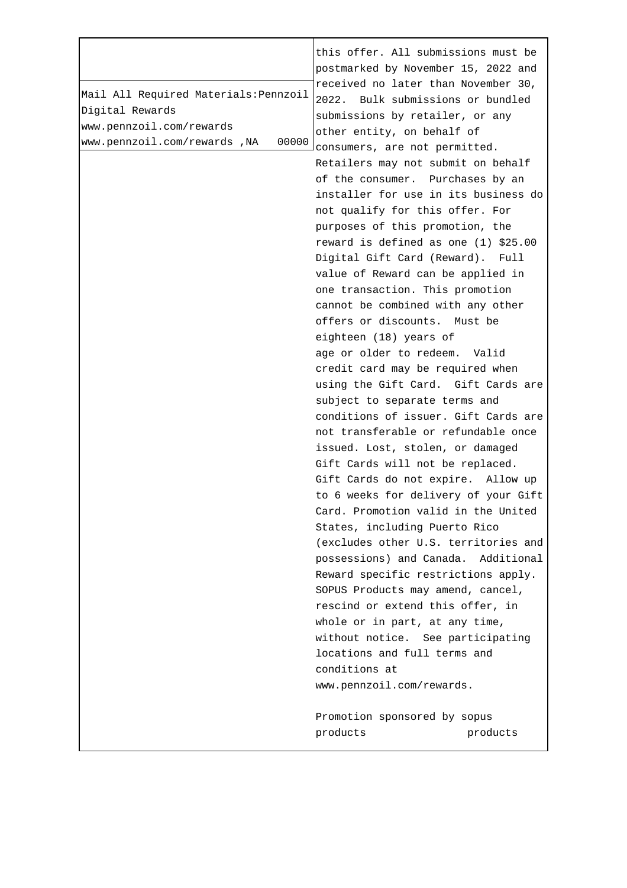Mail All Required Materials:Pennzoil Digital Rewards
www.pennzoil.com/rewards
www.pennzoil.com/rewards ,NA 00000

this offer. All submissions must be postmarked by November 15, 2022 and received no later than November 30, 2022. Bulk submissions or bundled submissions by retailer, or any other entity, on behalf of consumers, are not permitted. Retailers may not submit on behalf of the consumer. Purchases by an installer for use in its business do not qualify for this offer. For purposes of this promotion, the reward is defined as one (1) $25.00 Digital Gift Card (Reward). Full value of Reward can be applied in one transaction. This promotion cannot be combined with any other offers or discounts. Must be eighteen (18) years of age or older to redeem. Valid credit card may be required when using the Gift Card. Gift Cards are subject to separate terms and conditions of issuer. Gift Cards are not transferable or refundable once issued. Lost, stolen, or damaged Gift Cards will not be replaced. Gift Cards do not expire. Allow up to 6 weeks for delivery of your Gift Card. Promotion valid in the United States, including Puerto Rico (excludes other U.S. territories and possessions) and Canada. Additional Reward specific restrictions apply. SOPUS Products may amend, cancel, rescind or extend this offer, in whole or in part, at any time, without notice. See participating locations and full terms and conditions at www.pennzoil.com/rewards.

Promotion sponsored by sopus products products